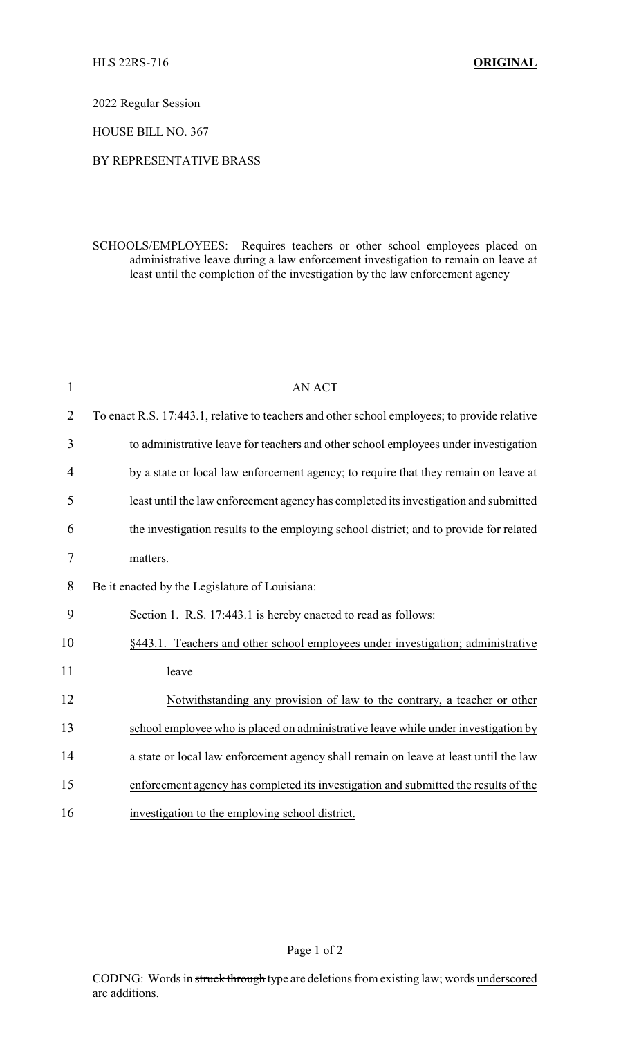HLS 22RS-716 **ORIGINAL**

2022 Regular Session

HOUSE BILL NO. 367

BY REPRESENTATIVE BRASS

SCHOOLS/EMPLOYEES: Requires teachers or other school employees placed on administrative leave during a law enforcement investigation to remain on leave at least until the completion of the investigation by the law enforcement agency

AN ACT

To enact R.S. 17:443.1, relative to teachers and other school employees; to provide relative to administrative leave for teachers and other school employees under investigation by a state or local law enforcement agency; to require that they remain on leave at least until the law enforcement agency has completed its investigation and submitted the investigation results to the employing school district; and to provide for related matters.

Be it enacted by the Legislature of Louisiana:

Section 1. R.S. 17:443.1 is hereby enacted to read as follows:

§443.1. Teachers and other school employees under investigation; administrative leave

Notwithstanding any provision of law to the contrary, a teacher or other school employee who is placed on administrative leave while under investigation by a state or local law enforcement agency shall remain on leave at least until the law enforcement agency has completed its investigation and submitted the results of the investigation to the employing school district.

CODING: Words in ~~struck through~~ type are deletions from existing law; words underscored are additions.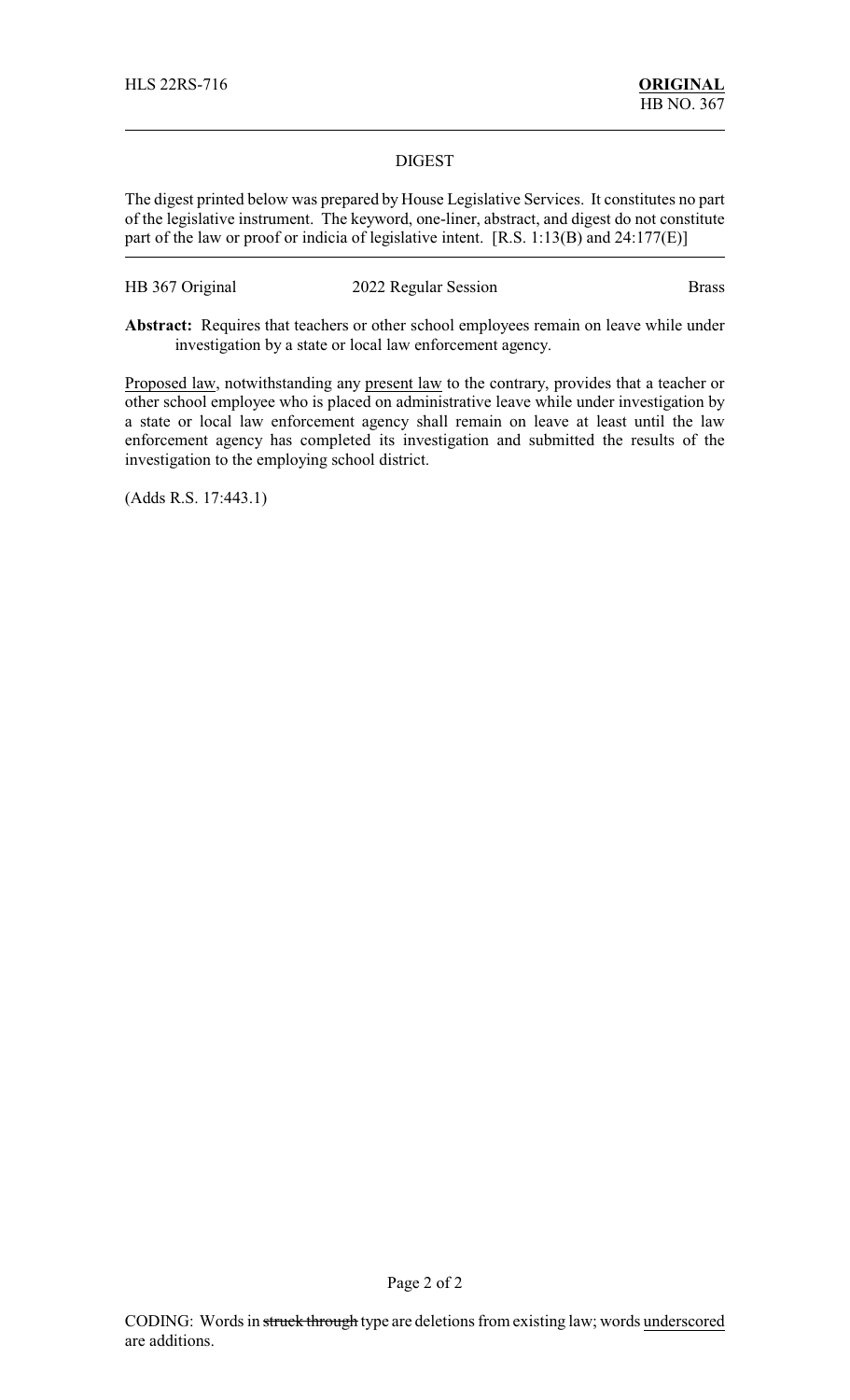HLS 22RS-716

**ORIGINAL**
HB NO. 367

DIGEST

The digest printed below was prepared by House Legislative Services. It constitutes no part of the legislative instrument. The keyword, one-liner, abstract, and digest do not constitute part of the law or proof or indicia of legislative intent. [R.S. 1:13(B) and 24:177(E)]

HB 367 Original 2022 Regular Session Brass

**Abstract:** Requires that teachers or other school employees remain on leave while under investigation by a state or local law enforcement agency.

Proposed law, notwithstanding any present law to the contrary, provides that a teacher or other school employee who is placed on administrative leave while under investigation by a state or local law enforcement agency shall remain on leave at least until the law enforcement agency has completed its investigation and submitted the results of the investigation to the employing school district.

(Adds R.S. 17:443.1)

CODING: Words in ~~struck through~~ type are deletions from existing law; words underscored are additions.